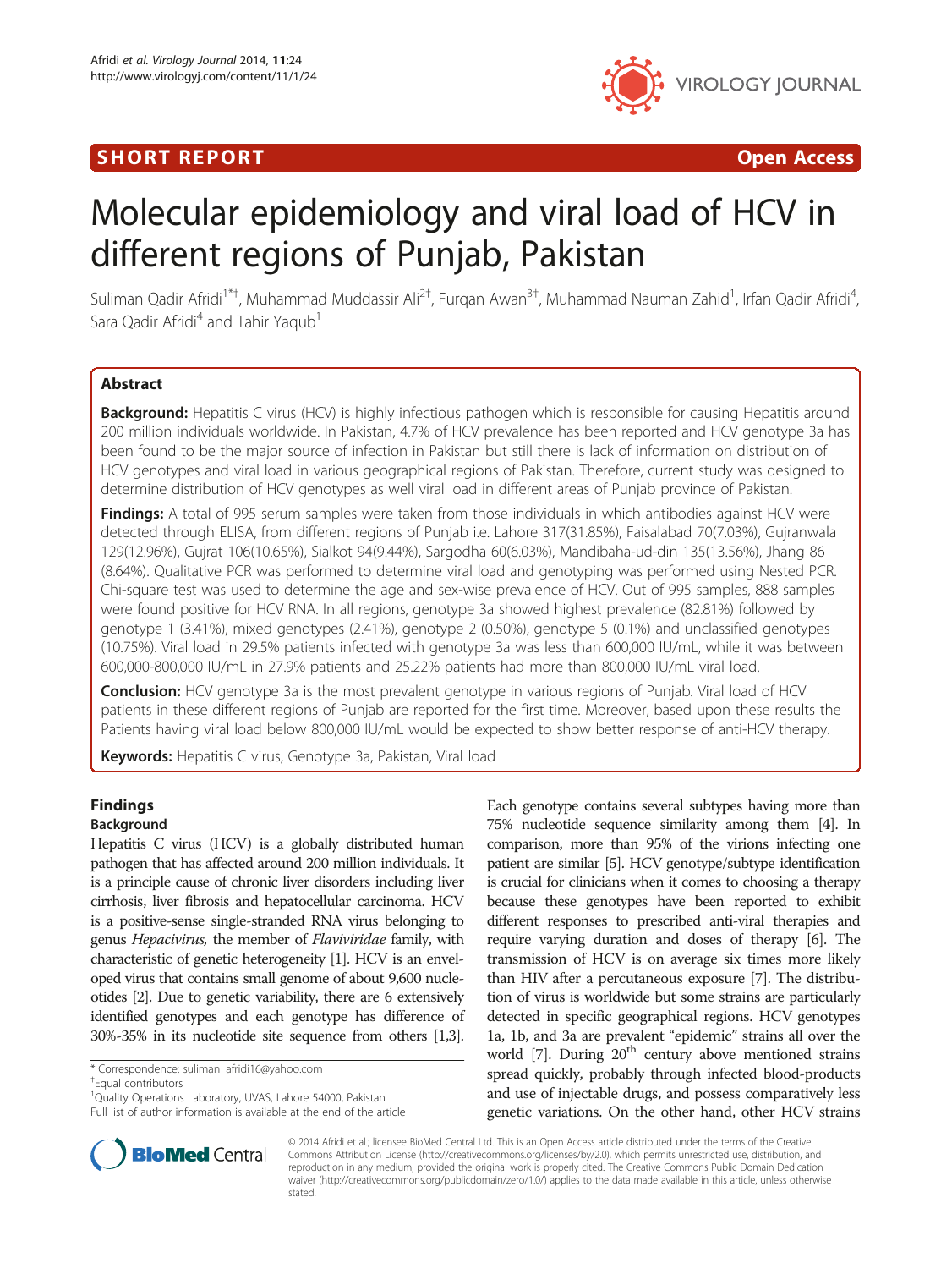SHORT REPORT

Open Access

# Molecular epidemiology and viral load of HCV in different regions of Punjab, Pakistan

Suliman Qadir Afridi[1*†], Muhammad Muddassir Ali[2†], Furqan Awan[3†], Muhammad Nauman Zahid[1], Irfan Qadir Afridi[4], Sara Qadir Afridi[4] and Tahir Yaqub[1]

## Abstract

**Background:** Hepatitis C virus (HCV) is highly infectious pathogen which is responsible for causing Hepatitis around 200 million individuals worldwide. In Pakistan, 4.7% of HCV prevalence has been reported and HCV genotype 3a has been found to be the major source of infection in Pakistan but still there is lack of information on distribution of HCV genotypes and viral load in various geographical regions of Pakistan. Therefore, current study was designed to determine distribution of HCV genotypes as well viral load in different areas of Punjab province of Pakistan.

**Findings:** A total of 995 serum samples were taken from those individuals in which antibodies against HCV were detected through ELISA, from different regions of Punjab i.e. Lahore 317(31.85%), Faisalabad 70(7.03%), Gujranwala 129(12.96%), Gujrat 106(10.65%), Sialkot 94(9.44%), Sargodha 60(6.03%), Mandibaha-ud-din 135(13.56%), Jhang 86 (8.64%). Qualitative PCR was performed to determine viral load and genotyping was performed using Nested PCR. Chi-square test was used to determine the age and sex-wise prevalence of HCV. Out of 995 samples, 888 samples were found positive for HCV RNA. In all regions, genotype 3a showed highest prevalence (82.81%) followed by genotype 1 (3.41%), mixed genotypes (2.41%), genotype 2 (0.50%), genotype 5 (0.1%) and unclassified genotypes (10.75%). Viral load in 29.5% patients infected with genotype 3a was less than 600,000 IU/mL, while it was between 600,000-800,000 IU/mL in 27.9% patients and 25.22% patients had more than 800,000 IU/mL viral load.

**Conclusion:** HCV genotype 3a is the most prevalent genotype in various regions of Punjab. Viral load of HCV patients in these different regions of Punjab are reported for the first time. Moreover, based upon these results the Patients having viral load below 800,000 IU/mL would be expected to show better response of anti-HCV therapy.

**Keywords:** Hepatitis C virus, Genotype 3a, Pakistan, Viral load

## Findings

### Background

Hepatitis C virus (HCV) is a globally distributed human pathogen that has affected around 200 million individuals. It is a principle cause of chronic liver disorders including liver cirrhosis, liver fibrosis and hepatocellular carcinoma. HCV is a positive-sense single-stranded RNA virus belonging to genus *Hepacivirus*, the member of *Flaviviridae* family, with characteristic of genetic heterogeneity [1]. HCV is an enveloped virus that contains small genome of about 9,600 nucleotides [2]. Due to genetic variability, there are 6 extensively identified genotypes and each genotype has difference of 30%-35% in its nucleotide site sequence from others [1,3]. Each genotype contains several subtypes having more than 75% nucleotide sequence similarity among them [4]. In comparison, more than 95% of the virions infecting one patient are similar [5]. HCV genotype/subtype identification is crucial for clinicians when it comes to choosing a therapy because these genotypes have been reported to exhibit different responses to prescribed anti-viral therapies and require varying duration and doses of therapy [6]. The transmission of HCV is on average six times more likely than HIV after a percutaneous exposure [7]. The distribution of virus is worldwide but some strains are particularly detected in specific geographical regions. HCV genotypes 1a, 1b, and 3a are prevalent "epidemic" strains all over the world [7]. During 20th century above mentioned strains spread quickly, probably through infected blood-products and use of injectable drugs, and possess comparatively less genetic variations. On the other hand, other HCV strains

* Correspondence: suliman_afridi16@yahoo.com

†Equal contributors

[1]Quality Operations Laboratory, UVAS, Lahore 54000, Pakistan

Full list of author information is available at the end of the article

© 2014 Afridi et al.; licensee BioMed Central Ltd. This is an Open Access article distributed under the terms of the Creative Commons Attribution License (http://creativecommons.org/licenses/by/2.0), which permits unrestricted use, distribution, and reproduction in any medium, provided the original work is properly cited. The Creative Commons Public Domain Dedication waiver (http://creativecommons.org/publicdomain/zero/1.0/) applies to the data made available in this article, unless otherwise stated.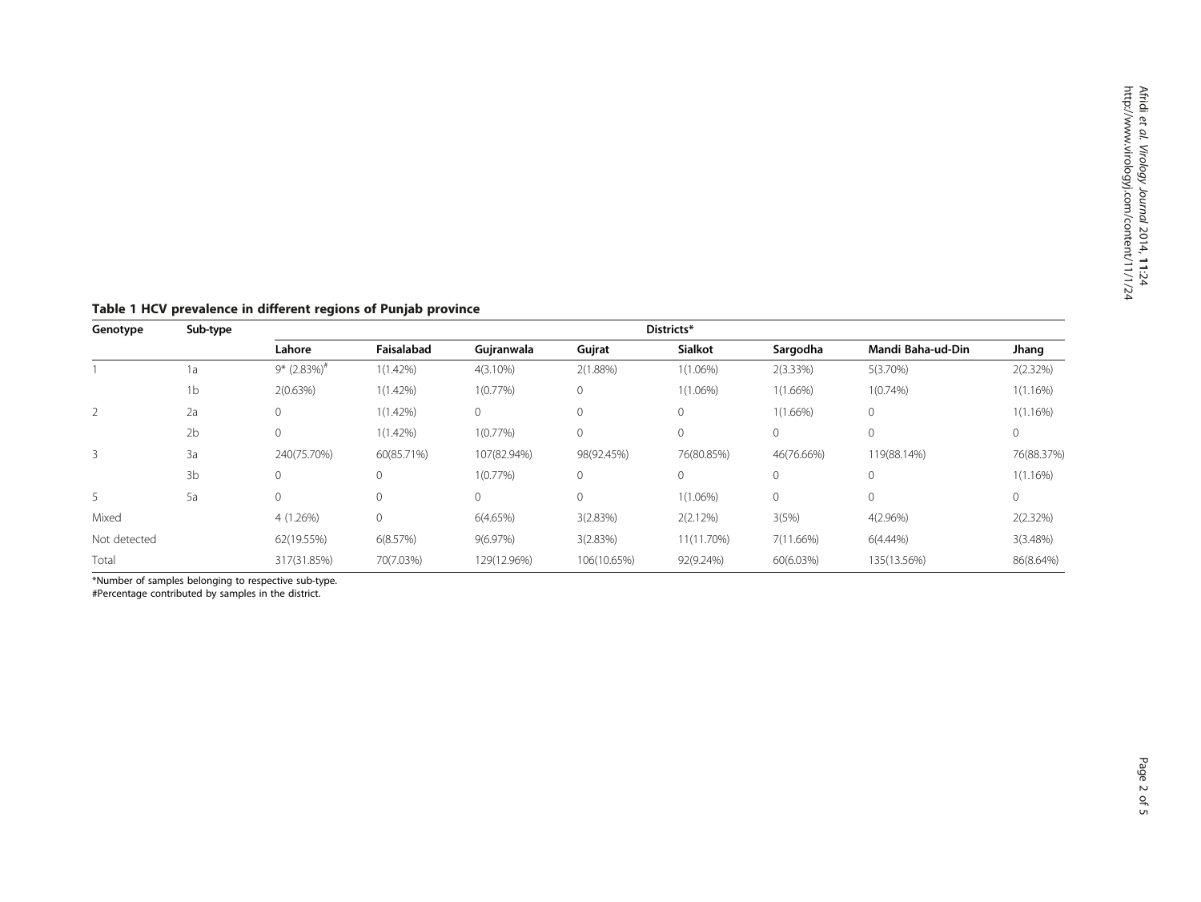**Table 1 HCV prevalence in different regions of Punjab province**

| Genotype | Sub-type | Districts* | | | | | | | |
|---|---|---|---|---|---|---|---|---|---|
| | | Lahore | Faisalabad | Gujranwala | Gujrat | Sialkot | Sargodha | Mandi Baha-ud-Din | Jhang |
| 1 | 1a | 9* (2.83%)# | 1(1.42%) | 4(3.10%) | 2(1.88%) | 1(1.06%) | 2(3.33%) | 5(3.70%) | 2(2.32%) |
| | 1b | 2(0.63%) | 1(1.42%) | 1(0.77%) | 0 | 1(1.06%) | 1(1.66%) | 1(0.74%) | 1(1.16%) |
| 2 | 2a | 0 | 1(1.42%) | 0 | 0 | 0 | 1(1.66%) | 0 | 1(1.16%) |
| | 2b | 0 | 1(1.42%) | 1(0.77%) | 0 | 0 | 0 | 0 | 0 |
| 3 | 3a | 240(75.70%) | 60(85.71%) | 107(82.94%) | 98(92.45%) | 76(80.85%) | 46(76.66%) | 119(88.14%) | 76(88.37%) |
| | 3b | 0 | 0 | 1(0.77%) | 0 | 0 | 0 | 0 | 1(1.16%) |
| 5 | 5a | 0 | 0 | 0 | 0 | 1(1.06%) | 0 | 0 | 0 |
| Mixed | | 4 (1.26%) | 0 | 6(4.65%) | 3(2.83%) | 2(2.12%) | 3(5%) | 4(2.96%) | 2(2.32%) |
| Not detected | | 62(19.55%) | 6(8.57%) | 9(6.97%) | 3(2.83%) | 11(11.70%) | 7(11.66%) | 6(4.44%) | 3(3.48%) |
| Total | | 317(31.85%) | 70(7.03%) | 129(12.96%) | 106(10.65%) | 92(9.24%) | 60(6.03%) | 135(13.56%) | 86(8.64%) |

*Number of samples belonging to respective sub-type.
#Percentage contributed by samples in the district.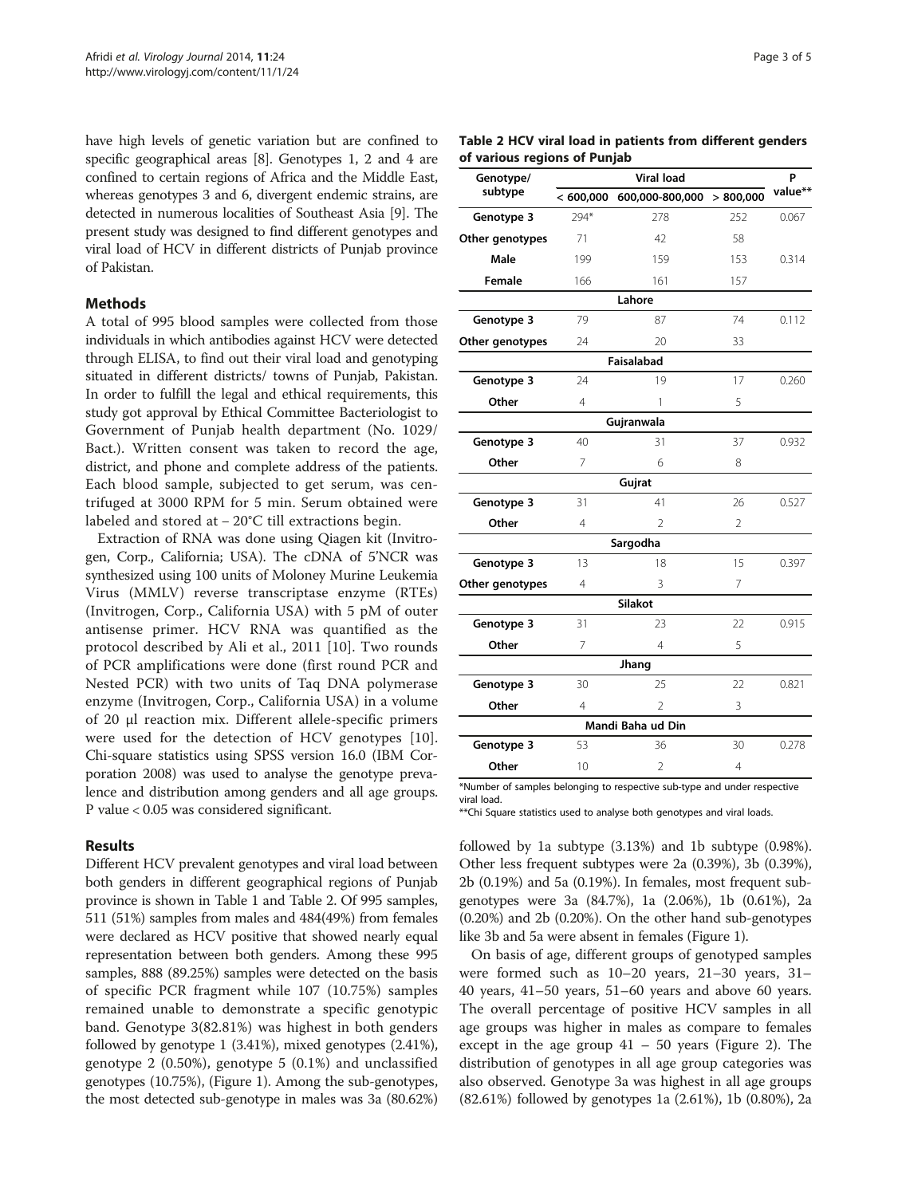have high levels of genetic variation but are confined to specific geographical areas [8]. Genotypes 1, 2 and 4 are confined to certain regions of Africa and the Middle East, whereas genotypes 3 and 6, divergent endemic strains, are detected in numerous localities of Southeast Asia [9]. The present study was designed to find different genotypes and viral load of HCV in different districts of Punjab province of Pakistan.

## Methods

A total of 995 blood samples were collected from those individuals in which antibodies against HCV were detected through ELISA, to find out their viral load and genotyping situated in different districts/ towns of Punjab, Pakistan. In order to fulfill the legal and ethical requirements, this study got approval by Ethical Committee Bacteriologist to Government of Punjab health department (No. 1029/ Bact.). Written consent was taken to record the age, district, and phone and complete address of the patients. Each blood sample, subjected to get serum, was centrifuged at 3000 RPM for 5 min. Serum obtained were labeled and stored at − 20°C till extractions begin.

Extraction of RNA was done using Qiagen kit (Invitrogen, Corp., California; USA). The cDNA of 5′NCR was synthesized using 100 units of Moloney Murine Leukemia Virus (MMLV) reverse transcriptase enzyme (RTEs) (Invitrogen, Corp., California USA) with 5 pM of outer antisense primer. HCV RNA was quantified as the protocol described by Ali et al., 2011 [10]. Two rounds of PCR amplifications were done (first round PCR and Nested PCR) with two units of Taq DNA polymerase enzyme (Invitrogen, Corp., California USA) in a volume of 20 μl reaction mix. Different allele-specific primers were used for the detection of HCV genotypes [10]. Chi-square statistics using SPSS version 16.0 (IBM Corporation 2008) was used to analyse the genotype prevalence and distribution among genders and all age groups. P value < 0.05 was considered significant.

## Results

Different HCV prevalent genotypes and viral load between both genders in different geographical regions of Punjab province is shown in Table 1 and Table 2. Of 995 samples, 511 (51%) samples from males and 484(49%) from females were declared as HCV positive that showed nearly equal representation between both genders. Among these 995 samples, 888 (89.25%) samples were detected on the basis of specific PCR fragment while 107 (10.75%) samples remained unable to demonstrate a specific genotypic band. Genotype 3(82.81%) was highest in both genders followed by genotype 1 (3.41%), mixed genotypes (2.41%), genotype 2 (0.50%), genotype 5 (0.1%) and unclassified genotypes (10.75%), (Figure 1). Among the sub-genotypes, the most detected sub-genotype in males was 3a (80.62%) followed by 1a subtype (3.13%) and 1b subtype (0.98%). Other less frequent subtypes were 2a (0.39%), 3b (0.39%), 2b (0.19%) and 5a (0.19%). In females, most frequent subgenotypes were 3a (84.7%), 1a (2.06%), 1b (0.61%), 2a (0.20%) and 2b (0.20%). On the other hand sub-genotypes like 3b and 5a were absent in females (Figure 1).

On basis of age, different groups of genotyped samples were formed such as 10–20 years, 21–30 years, 31–40 years, 41–50 years, 51–60 years and above 60 years. The overall percentage of positive HCV samples in all age groups was higher in males as compare to females except in the age group 41 – 50 years (Figure 2). The distribution of genotypes in all age group categories was also observed. Genotype 3a was highest in all age groups (82.61%) followed by genotypes 1a (2.61%), 1b (0.80%), 2a

**Table 2 HCV viral load in patients from different genders of various regions of Punjab**

| Genotype/ subtype | Viral load | | | P value** |
|---|---|---|---|---|
| | < 600,000 | 600,000-800,000 | > 800,000 | |
| **Genotype 3** | 294* | 278 | 252 | 0.067 |
| **Other genotypes** | 71 | 42 | 58 | |
| **Male** | 199 | 159 | 153 | 0.314 |
| **Female** | 166 | 161 | 157 | |
| | | **Lahore** | | |
| **Genotype 3** | 79 | 87 | 74 | 0.112 |
| **Other genotypes** | 24 | 20 | 33 | |
| | | **Faisalabad** | | |
| **Genotype 3** | 24 | 19 | 17 | 0.260 |
| **Other** | 4 | 1 | 5 | |
| | | **Gujranwala** | | |
| **Genotype 3** | 40 | 31 | 37 | 0.932 |
| **Other** | 7 | 6 | 8 | |
| | | **Gujrat** | | |
| **Genotype 3** | 31 | 41 | 26 | 0.527 |
| **Other** | 4 | 2 | 2 | |
| | | **Sargodha** | | |
| **Genotype 3** | 13 | 18 | 15 | 0.397 |
| **Other genotypes** | 4 | 3 | 7 | |
| | | **Silakot** | | |
| **Genotype 3** | 31 | 23 | 22 | 0.915 |
| **Other** | 7 | 4 | 5 | |
| | | **Jhang** | | |
| **Genotype 3** | 30 | 25 | 22 | 0.821 |
| **Other** | 4 | 2 | 3 | |
| | | **Mandi Baha ud Din** | | |
| **Genotype 3** | 53 | 36 | 30 | 0.278 |
| **Other** | 10 | 2 | 4 | |

*Number of samples belonging to respective sub-type and under respective viral load.
**Chi Square statistics used to analyse both genotypes and viral loads.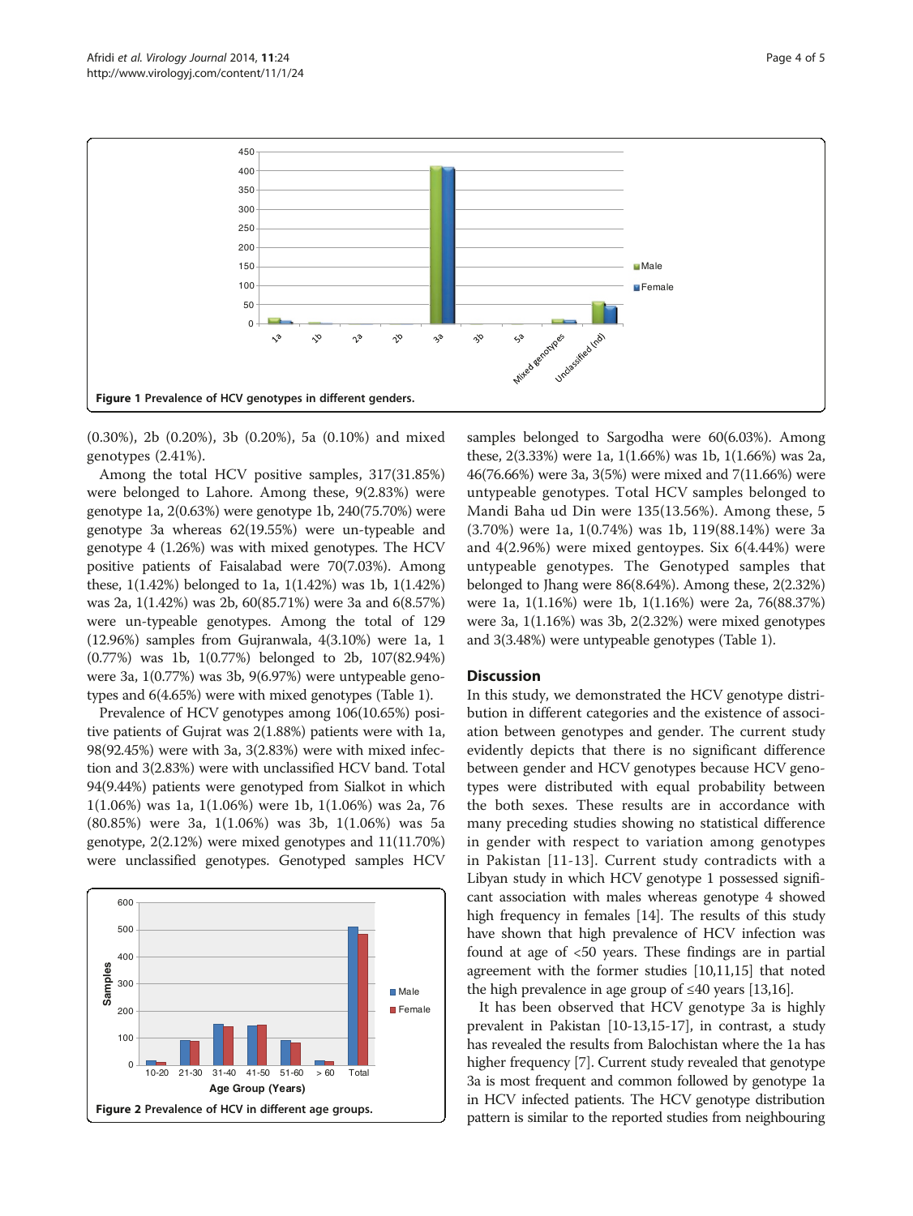**Figure 1 Prevalence of HCV genotypes in different genders.**

(0.30%), 2b (0.20%), 3b (0.20%), 5a (0.10%) and mixed genotypes (2.41%).

Among the total HCV positive samples, 317(31.85%) were belonged to Lahore. Among these, 9(2.83%) were genotype 1a, 2(0.63%) were genotype 1b, 240(75.70%) were genotype 3a whereas 62(19.55%) were un-typeable and genotype 4 (1.26%) was with mixed genotypes. The HCV positive patients of Faisalabad were 70(7.03%). Among these, 1(1.42%) belonged to 1a, 1(1.42%) was 1b, 1(1.42%) was 2a, 1(1.42%) was 2b, 60(85.71%) were 3a and 6(8.57%) were un-typeable genotypes. Among the total of 129 (12.96%) samples from Gujranwala, 4(3.10%) were 1a, 1 (0.77%) was 1b, 1(0.77%) belonged to 2b, 107(82.94%) were 3a, 1(0.77%) was 3b, 9(6.97%) were untypeable genotypes and 6(4.65%) were with mixed genotypes (Table 1).

Prevalence of HCV genotypes among 106(10.65%) positive patients of Gujrat was 2(1.88%) patients were with 1a, 98(92.45%) were with 3a, 3(2.83%) were with mixed infection and 3(2.83%) were with unclassified HCV band. Total 94(9.44%) patients were genotyped from Sialkot in which 1(1.06%) was 1a, 1(1.06%) were 1b, 1(1.06%) was 2a, 76 (80.85%) were 3a, 1(1.06%) was 3b, 1(1.06%) was 5a genotype, 2(2.12%) were mixed genotypes and 11(11.70%) were unclassified genotypes. Genotyped samples HCV samples belonged to Sargodha were 60(6.03%). Among these, 2(3.33%) were 1a, 1(1.66%) was 1b, 1(1.66%) was 2a, 46(76.66%) were 3a, 3(5%) were mixed and 7(11.66%) were untypeable genotypes. Total HCV samples belonged to Mandi Baha ud Din were 135(13.56%). Among these, 5 (3.70%) were 1a, 1(0.74%) was 1b, 119(88.14%) were 3a and 4(2.96%) were mixed gentoypes. Six 6(4.44%) were untypeable genotypes. The Genotyped samples that belonged to Jhang were 86(8.64%). Among these, 2(2.32%) were 1a, 1(1.16%) were 1b, 1(1.16%) were 2a, 76(88.37%) were 3a, 1(1.16%) was 3b, 2(2.32%) were mixed genotypes and 3(3.48%) were untypeable genotypes (Table 1).

**Figure 2 Prevalence of HCV in different age groups.**

## Discussion

In this study, we demonstrated the HCV genotype distribution in different categories and the existence of association between genotypes and gender. The current study evidently depicts that there is no significant difference between gender and HCV genotypes because HCV genotypes were distributed with equal probability between the both sexes. These results are in accordance with many preceding studies showing no statistical difference in gender with respect to variation among genotypes in Pakistan [11-13]. Current study contradicts with a Libyan study in which HCV genotype 1 possessed significant association with males whereas genotype 4 showed high frequency in females [14]. The results of this study have shown that high prevalence of HCV infection was found at age of <50 years. These findings are in partial agreement with the former studies [10,11,15] that noted the high prevalence in age group of ≤40 years [13,16].

It has been observed that HCV genotype 3a is highly prevalent in Pakistan [10-13,15-17], in contrast, a study has revealed the results from Balochistan where the 1a has higher frequency [7]. Current study revealed that genotype 3a is most frequent and common followed by genotype 1a in HCV infected patients. The HCV genotype distribution pattern is similar to the reported studies from neighbouring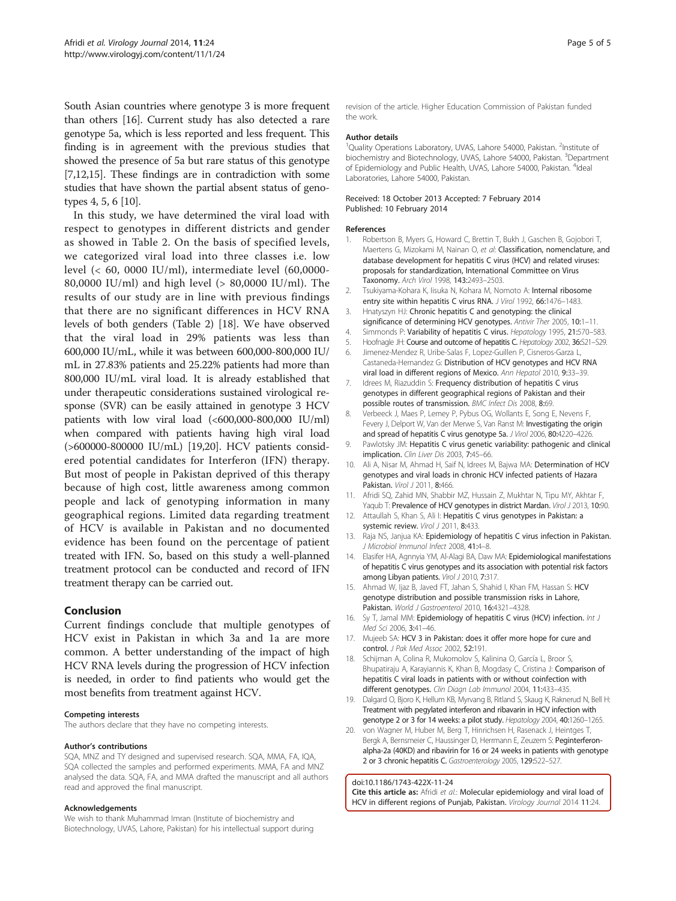South Asian countries where genotype 3 is more frequent than others [16]. Current study has also detected a rare genotype 5a, which is less reported and less frequent. This finding is in agreement with the previous studies that showed the presence of 5a but rare status of this genotype [7,12,15]. These findings are in contradiction with some studies that have shown the partial absent status of genotypes 4, 5, 6 [10].

In this study, we have determined the viral load with respect to genotypes in different districts and gender as showed in Table 2. On the basis of specified levels, we categorized viral load into three classes i.e. low level (< 60, 0000 IU/ml), intermediate level (60,0000-80,0000 IU/ml) and high level (> 80,0000 IU/ml). The results of our study are in line with previous findings that there are no significant differences in HCV RNA levels of both genders (Table 2) [18]. We have observed that the viral load in 29% patients was less than 600,000 IU/mL, while it was between 600,000-800,000 IU/mL in 27.83% patients and 25.22% patients had more than 800,000 IU/mL viral load. It is already established that under therapeutic considerations sustained virological response (SVR) can be easily attained in genotype 3 HCV patients with low viral load (<600,000-800,000 IU/ml) when compared with patients having high viral load (>600000-800000 IU/mL) [19,20]. HCV patients considered potential candidates for Interferon (IFN) therapy. But most of people in Pakistan deprived of this therapy because of high cost, little awareness among common people and lack of genotyping information in many geographical regions. Limited data regarding treatment of HCV is available in Pakistan and no documented evidence has been found on the percentage of patient treated with IFN. So, based on this study a well-planned treatment protocol can be conducted and record of IFN treatment therapy can be carried out.

## Conclusion

Current findings conclude that multiple genotypes of HCV exist in Pakistan in which 3a and 1a are more common. A better understanding of the impact of high HCV RNA levels during the progression of HCV infection is needed, in order to find patients who would get the most benefits from treatment against HCV.

#### Competing interests

The authors declare that they have no competing interests.

#### Author's contributions

SQA, MNZ and TY designed and supervised research. SQA, MMA, FA, IQA, SQA collected the samples and performed experiments. MMA, FA and MNZ analysed the data. SQA, FA, and MMA drafted the manuscript and all authors read and approved the final manuscript.

#### Acknowledgements

We wish to thank Muhammad Imran (Institute of biochemistry and Biotechnology, UVAS, Lahore, Pakistan) for his intellectual support during revision of the article. Higher Education Commission of Pakistan funded the work.

#### Author details

[1]Quality Operations Laboratory, UVAS, Lahore 54000, Pakistan. [2]Institute of biochemistry and Biotechnology, UVAS, Lahore 54000, Pakistan. [3]Department of Epidemiology and Public Health, UVAS, Lahore 54000, Pakistan. [4]Ideal Laboratories, Lahore 54000, Pakistan.

Received: 18 October 2013 Accepted: 7 February 2014
Published: 10 February 2014

#### References

1. Robertson B, Myers G, Howard C, Brettin T, Bukh J, Gaschen B, Gojobori T, Maertens G, Mizokami M, Nainan O, *et al*: **Classification, nomenclature, and database development for hepatitis C virus (HCV) and related viruses: proposals for standardization, International Committee on Virus Taxonomy.** *Arch Virol* 1998, **143:**2493–2503.
2. Tsukiyama-Kohara K, Iisuka N, Kohara M, Nomoto A: **Internal ribosome entry site within hepatitis C virus RNA.** *J Virol* 1992, **66:**1476–1483.
3. Hnatyszyn HJ: **Chronic hepatitis C and genotyping: the clinical significance of determining HCV genotypes.** *Antivir Ther* 2005, **10:**1–11.
4. Simmonds P: **Variability of hepatitis C virus.** *Hepatology* 1995, **21:**570–583.
5. Hoofnagle JH: **Course and outcome of hepatitis C.** *Hepatology* 2002, **36:**S21–S29.
6. Jimenez-Mendez R, Uribe-Salas F, Lopez-Guillen P, Cisneros-Garza L, Castaneda-Hernandez G: **Distribution of HCV genotypes and HCV RNA viral load in different regions of Mexico.** *Ann Hepatol* 2010, **9:**33–39.
7. Idrees M, Riazuddin S: **Frequency distribution of hepatitis C virus genotypes in different geographical regions of Pakistan and their possible routes of transmission.** *BMC Infect Dis* 2008, **8:**69.
8. Verbeeck J, Maes P, Lemey P, Pybus OG, Wollants E, Song E, Nevens F, Fevery J, Delport W, Van der Merwe S, Van Ranst M: **Investigating the origin and spread of hepatitis C virus genotype 5a.** *J Virol* 2006, **80:**4220–4226.
9. Pawlotsky JM: **Hepatitis C virus genetic variability: pathogenic and clinical implication.** *Clin Liver Dis* 2003, **7:**45–66.
10. Ali A, Nisar M, Ahmad H, Saif N, Idrees M, Bajwa MA: **Determination of HCV genotypes and viral loads in chronic HCV infected patients of Hazara Pakistan.** *Virol J* 2011, **8:**466.
11. Afridi SQ, Zahid MN, Shabbir MZ, Hussain Z, Mukhtar N, Tipu MY, Akhtar F, Yaqub T: **Prevalence of HCV genotypes in district Mardan.** *Virol J* 2013, **10:**90.
12. Attaullah S, Khan S, Ali I: **Hepatitis C virus genotypes in Pakistan: a systemic review.** *Virol J* 2011, **8:**433.
13. Raja NS, Janjua KA: **Epidemiology of hepatitis C virus infection in Pakistan.** *J Microbiol Immunol Infect* 2008, **41:**4–8.
14. Elasifer HA, Agnnyia YM, Al-Alagi BA, Daw MA: **Epidemiological manifestations of hepatitis C virus genotypes and its association with potential risk factors among Libyan patients.** *Virol J* 2010, **7:**317.
15. Ahmad W, Ijaz B, Javed FT, Jahan S, Shahid I, Khan FM, Hassan S: **HCV genotype distribution and possible transmission risks in Lahore, Pakistan.** *World J Gastroenterol* 2010, **16:**4321–4328.
16. Sy T, Jamal MM: **Epidemiology of hepatitis C virus (HCV) infection.** *Int J Med Sci* 2006, **3:**41–46.
17. Mujeeb SA: **HCV 3 in Pakistan: does it offer more hope for cure and control.** *J Pak Med Assoc* 2002, **52:**191.
18. Schijman A, Colina R, Mukomolov S, Kalinina O, García L, Broor S, Bhupatiraju A, Karayiannis K, Khan B, Mogdasy C, Cristina J: **Comparison of hepatitis C viral loads in patients with or without coinfection with different genotypes.** *Clin Diagn Lab Immunol* 2004, **11:**433–435.
19. Dalgard O, Bjoro K, Hellum KB, Myrvang B, Ritland S, Skaug K, Raknerud N, Bell H: **Treatment with pegylated interferon and ribavarin in HCV infection with genotype 2 or 3 for 14 weeks: a pilot study.** *Hepatology* 2004, **40:**1260–1265.
20. von Wagner M, Huber M, Berg T, Hinrichsen H, Rasenack J, Heintges T, Bergk A, Bernsmeier C, Haussinger D, Herrmann E, Zeuzem S: **Peginterferon-alpha-2a (40KD) and ribavirin for 16 or 24 weeks in patients with genotype 2 or 3 chronic hepatitis C.** *Gastroenterology* 2005, **129:**522–527.

doi:10.1186/1743-422X-11-24
**Cite this article as:** Afridi *et al.*: Molecular epidemiology and viral load of HCV in different regions of Punjab, Pakistan. *Virology Journal* 2014 11:24.